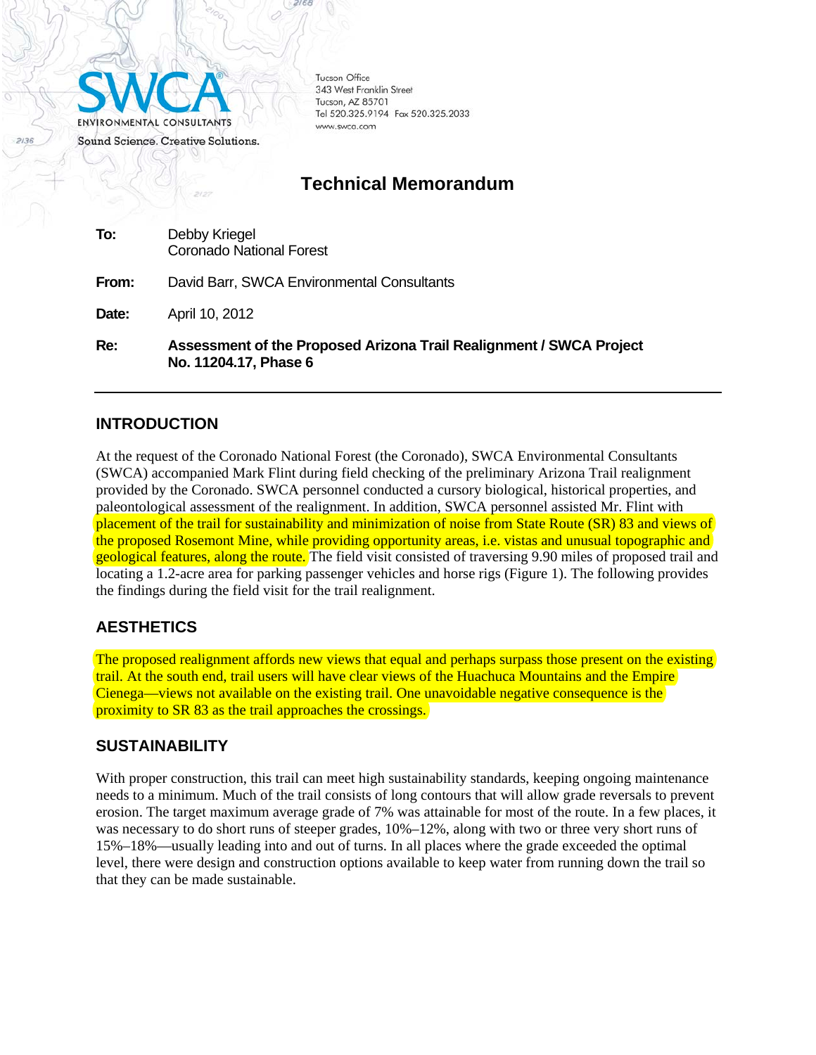SWCA® ENVIRONMENTAL CONSULTANTS

Sound Science. Creative Solutions.

Tucson Office
343 West Franklin Street
Tucson, AZ 85701
Tel 520.325.9194 Fax 520.325.2033
www.swca.com

# Technical Memorandum

**To:** Debby Kriegel
Coronado National Forest

**From:** David Barr, SWCA Environmental Consultants

**Date:** April 10, 2012

**Re:** **Assessment of the Proposed Arizona Trail Realignment / SWCA Project No. 11204.17, Phase 6**

---

## INTRODUCTION

At the request of the Coronado National Forest (the Coronado), SWCA Environmental Consultants (SWCA) accompanied Mark Flint during field checking of the preliminary Arizona Trail realignment provided by the Coronado. SWCA personnel conducted a cursory biological, historical properties, and paleontological assessment of the realignment. In addition, SWCA personnel assisted Mr. Flint with placement of the trail for sustainability and minimization of noise from State Route (SR) 83 and views of the proposed Rosemont Mine, while providing opportunity areas, i.e. vistas and unusual topographic and geological features, along the route. The field visit consisted of traversing 9.90 miles of proposed trail and locating a 1.2-acre area for parking passenger vehicles and horse rigs (Figure 1). The following provides the findings during the field visit for the trail realignment.

## AESTHETICS

The proposed realignment affords new views that equal and perhaps surpass those present on the existing trail. At the south end, trail users will have clear views of the Huachuca Mountains and the Empire Cienega—views not available on the existing trail. One unavoidable negative consequence is the proximity to SR 83 as the trail approaches the crossings.

## SUSTAINABILITY

With proper construction, this trail can meet high sustainability standards, keeping ongoing maintenance needs to a minimum. Much of the trail consists of long contours that will allow grade reversals to prevent erosion. The target maximum average grade of 7% was attainable for most of the route. In a few places, it was necessary to do short runs of steeper grades, 10%–12%, along with two or three very short runs of 15%–18%—usually leading into and out of turns. In all places where the grade exceeded the optimal level, there were design and construction options available to keep water from running down the trail so that they can be made sustainable.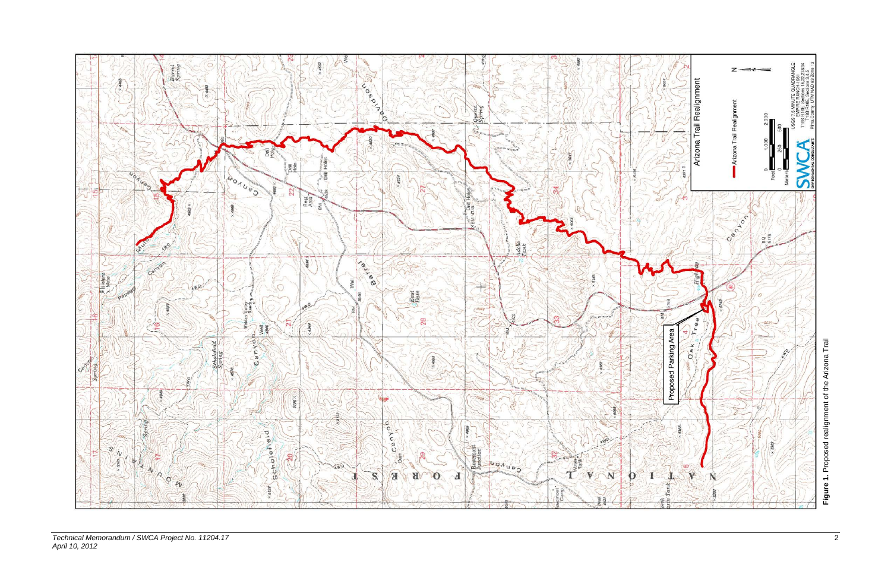Figure 1. Proposed realignment of the Arizona Trail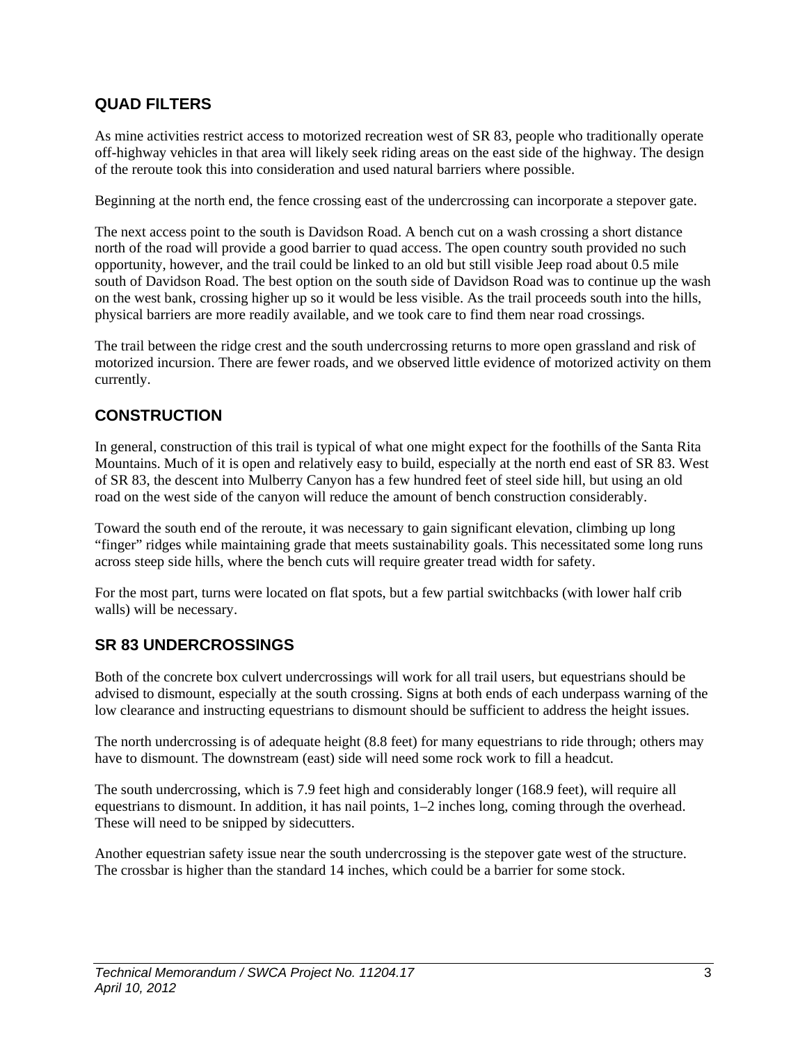## QUAD FILTERS

As mine activities restrict access to motorized recreation west of SR 83, people who traditionally operate off-highway vehicles in that area will likely seek riding areas on the east side of the highway. The design of the reroute took this into consideration and used natural barriers where possible.

Beginning at the north end, the fence crossing east of the undercrossing can incorporate a stepover gate.

The next access point to the south is Davidson Road. A bench cut on a wash crossing a short distance north of the road will provide a good barrier to quad access. The open country south provided no such opportunity, however, and the trail could be linked to an old but still visible Jeep road about 0.5 mile south of Davidson Road. The best option on the south side of Davidson Road was to continue up the wash on the west bank, crossing higher up so it would be less visible. As the trail proceeds south into the hills, physical barriers are more readily available, and we took care to find them near road crossings.

The trail between the ridge crest and the south undercrossing returns to more open grassland and risk of motorized incursion. There are fewer roads, and we observed little evidence of motorized activity on them currently.

## CONSTRUCTION

In general, construction of this trail is typical of what one might expect for the foothills of the Santa Rita Mountains. Much of it is open and relatively easy to build, especially at the north end east of SR 83. West of SR 83, the descent into Mulberry Canyon has a few hundred feet of steel side hill, but using an old road on the west side of the canyon will reduce the amount of bench construction considerably.

Toward the south end of the reroute, it was necessary to gain significant elevation, climbing up long "finger" ridges while maintaining grade that meets sustainability goals. This necessitated some long runs across steep side hills, where the bench cuts will require greater tread width for safety.

For the most part, turns were located on flat spots, but a few partial switchbacks (with lower half crib walls) will be necessary.

## SR 83 UNDERCROSSINGS

Both of the concrete box culvert undercrossings will work for all trail users, but equestrians should be advised to dismount, especially at the south crossing. Signs at both ends of each underpass warning of the low clearance and instructing equestrians to dismount should be sufficient to address the height issues.

The north undercrossing is of adequate height (8.8 feet) for many equestrians to ride through; others may have to dismount. The downstream (east) side will need some rock work to fill a headcut.

The south undercrossing, which is 7.9 feet high and considerably longer (168.9 feet), will require all equestrians to dismount. In addition, it has nail points, 1–2 inches long, coming through the overhead. These will need to be snipped by sidecutters.

Another equestrian safety issue near the south undercrossing is the stepover gate west of the structure. The crossbar is higher than the standard 14 inches, which could be a barrier for some stock.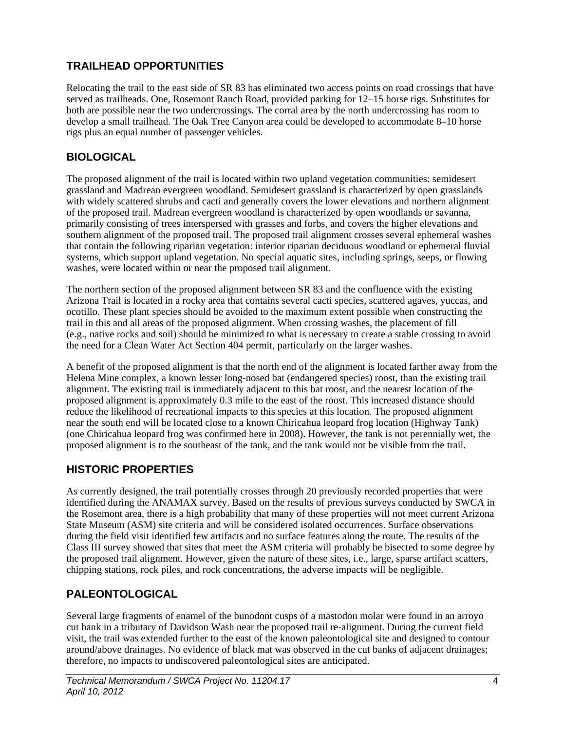## TRAILHEAD OPPORTUNITIES

Relocating the trail to the east side of SR 83 has eliminated two access points on road crossings that have served as trailheads. One, Rosemont Ranch Road, provided parking for 12–15 horse rigs. Substitutes for both are possible near the two undercrossings. The corral area by the north undercrossing has room to develop a small trailhead. The Oak Tree Canyon area could be developed to accommodate 8–10 horse rigs plus an equal number of passenger vehicles.

## BIOLOGICAL

The proposed alignment of the trail is located within two upland vegetation communities: semidesert grassland and Madrean evergreen woodland. Semidesert grassland is characterized by open grasslands with widely scattered shrubs and cacti and generally covers the lower elevations and northern alignment of the proposed trail. Madrean evergreen woodland is characterized by open woodlands or savanna, primarily consisting of trees interspersed with grasses and forbs, and covers the higher elevations and southern alignment of the proposed trail. The proposed trail alignment crosses several ephemeral washes that contain the following riparian vegetation: interior riparian deciduous woodland or ephemeral fluvial systems, which support upland vegetation. No special aquatic sites, including springs, seeps, or flowing washes, were located within or near the proposed trail alignment.

The northern section of the proposed alignment between SR 83 and the confluence with the existing Arizona Trail is located in a rocky area that contains several cacti species, scattered agaves, yuccas, and ocotillo. These plant species should be avoided to the maximum extent possible when constructing the trail in this and all areas of the proposed alignment. When crossing washes, the placement of fill (e.g., native rocks and soil) should be minimized to what is necessary to create a stable crossing to avoid the need for a Clean Water Act Section 404 permit, particularly on the larger washes.

A benefit of the proposed alignment is that the north end of the alignment is located farther away from the Helena Mine complex, a known lesser long-nosed bat (endangered species) roost, than the existing trail alignment. The existing trail is immediately adjacent to this bat roost, and the nearest location of the proposed alignment is approximately 0.3 mile to the east of the roost. This increased distance should reduce the likelihood of recreational impacts to this species at this location. The proposed alignment near the south end will be located close to a known Chiricahua leopard frog location (Highway Tank) (one Chiricahua leopard frog was confirmed here in 2008). However, the tank is not perennially wet, the proposed alignment is to the southeast of the tank, and the tank would not be visible from the trail.

## HISTORIC PROPERTIES

As currently designed, the trail potentially crosses through 20 previously recorded properties that were identified during the ANAMAX survey. Based on the results of previous surveys conducted by SWCA in the Rosemont area, there is a high probability that many of these properties will not meet current Arizona State Museum (ASM) site criteria and will be considered isolated occurrences. Surface observations during the field visit identified few artifacts and no surface features along the route. The results of the Class III survey showed that sites that meet the ASM criteria will probably be bisected to some degree by the proposed trail alignment. However, given the nature of these sites, i.e., large, sparse artifact scatters, chipping stations, rock piles, and rock concentrations, the adverse impacts will be negligible.

## PALEONTOLOGICAL

Several large fragments of enamel of the bunodont cusps of a mastodon molar were found in an arroyo cut bank in a tributary of Davidson Wash near the proposed trail re-alignment. During the current field visit, the trail was extended further to the east of the known paleontological site and designed to contour around/above drainages. No evidence of black mat was observed in the cut banks of adjacent drainages; therefore, no impacts to undiscovered paleontological sites are anticipated.